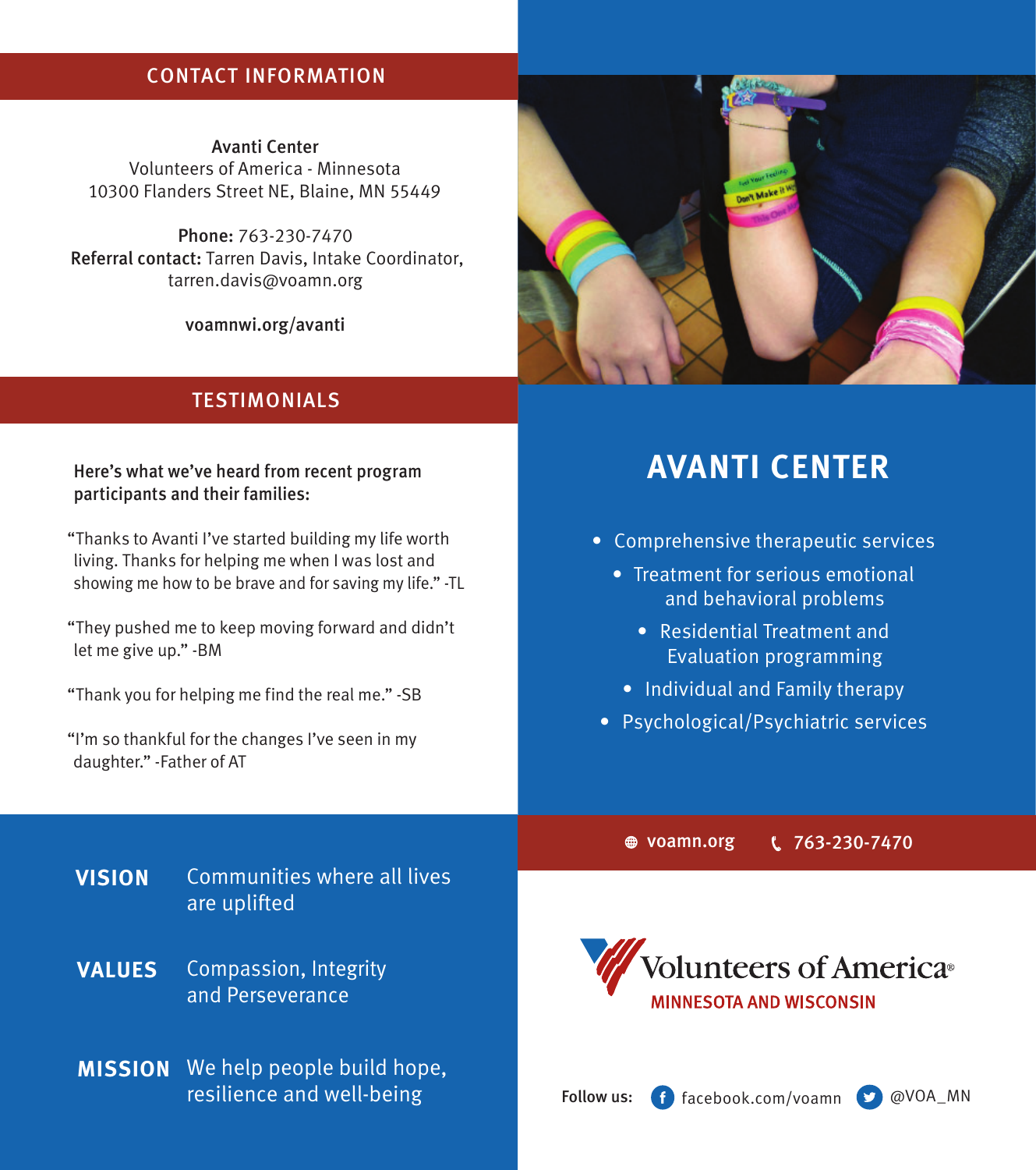## CONTACT INFORMATION

**Avanti Center**
Volunteers of America - Minnesota
10300 Flanders Street NE, Blaine, MN 55449

**Phone:** 763-230-7470
**Referral contact:** Tarren Davis, Intake Coordinator, tarren.davis@voamn.org

**voamnwi.org/avanti**

## TESTIMONIALS

**Here's what we've heard from recent program participants and their families:**

"Thanks to Avanti I've started building my life worth living. Thanks for helping me when I was lost and showing me how to be brave and for saving my life." -TL

"They pushed me to keep moving forward and didn't let me give up." -BM

"Thank you for helping me find the real me." -SB

"I'm so thankful for the changes I've seen in my daughter." -Father of AT

**VISION** Communities where all lives are uplifted

**VALUES** Compassion, Integrity and Perseverance

**MISSION** We help people build hope, resilience and well-being

# AVANTI CENTER

- Comprehensive therapeutic services
- Treatment for serious emotional and behavioral problems
- Residential Treatment and Evaluation programming
- Individual and Family therapy
- Psychological/Psychiatric services

voamn.org 763-230-7470

Volunteers of America®
MINNESOTA AND WISCONSIN

**Follow us:** facebook.com/voamn @VOA_MN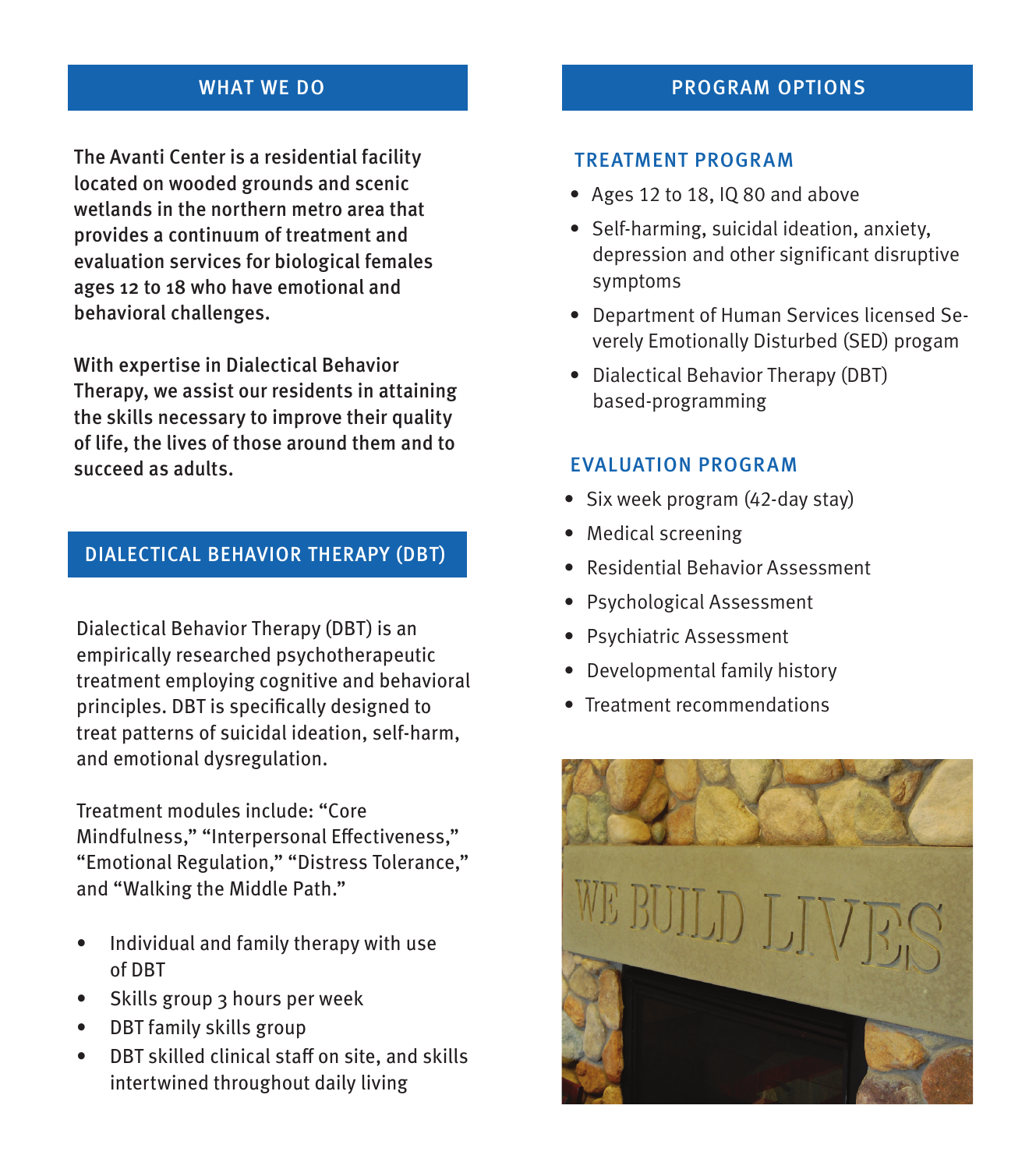## WHAT WE DO

**The Avanti Center is a residential facility located on wooded grounds and scenic wetlands in the northern metro area that provides a continuum of treatment and evaluation services for biological females ages 12 to 18 who have emotional and behavioral challenges.**

**With expertise in Dialectical Behavior Therapy, we assist our residents in attaining the skills necessary to improve their quality of life, the lives of those around them and to succeed as adults.**

## DIALECTICAL BEHAVIOR THERAPY (DBT)

Dialectical Behavior Therapy (DBT) is an empirically researched psychotherapeutic treatment employing cognitive and behavioral principles. DBT is specifically designed to treat patterns of suicidal ideation, self-harm, and emotional dysregulation.

Treatment modules include: "Core Mindfulness," "Interpersonal Effectiveness," "Emotional Regulation," "Distress Tolerance," and "Walking the Middle Path."

- Individual and family therapy with use of DBT
- Skills group 3 hours per week
- DBT family skills group
- DBT skilled clinical staff on site, and skills intertwined throughout daily living

## PROGRAM OPTIONS

### TREATMENT PROGRAM

- Ages 12 to 18, IQ 80 and above
- Self-harming, suicidal ideation, anxiety, depression and other significant disruptive symptoms
- Department of Human Services licensed Severely Emotionally Disturbed (SED) progam
- Dialectical Behavior Therapy (DBT) based-programming

### EVALUATION PROGRAM

- Six week program (42-day stay)
- Medical screening
- Residential Behavior Assessment
- Psychological Assessment
- Psychiatric Assessment
- Developmental family history
- Treatment recommendations

WE BUILD LIVES